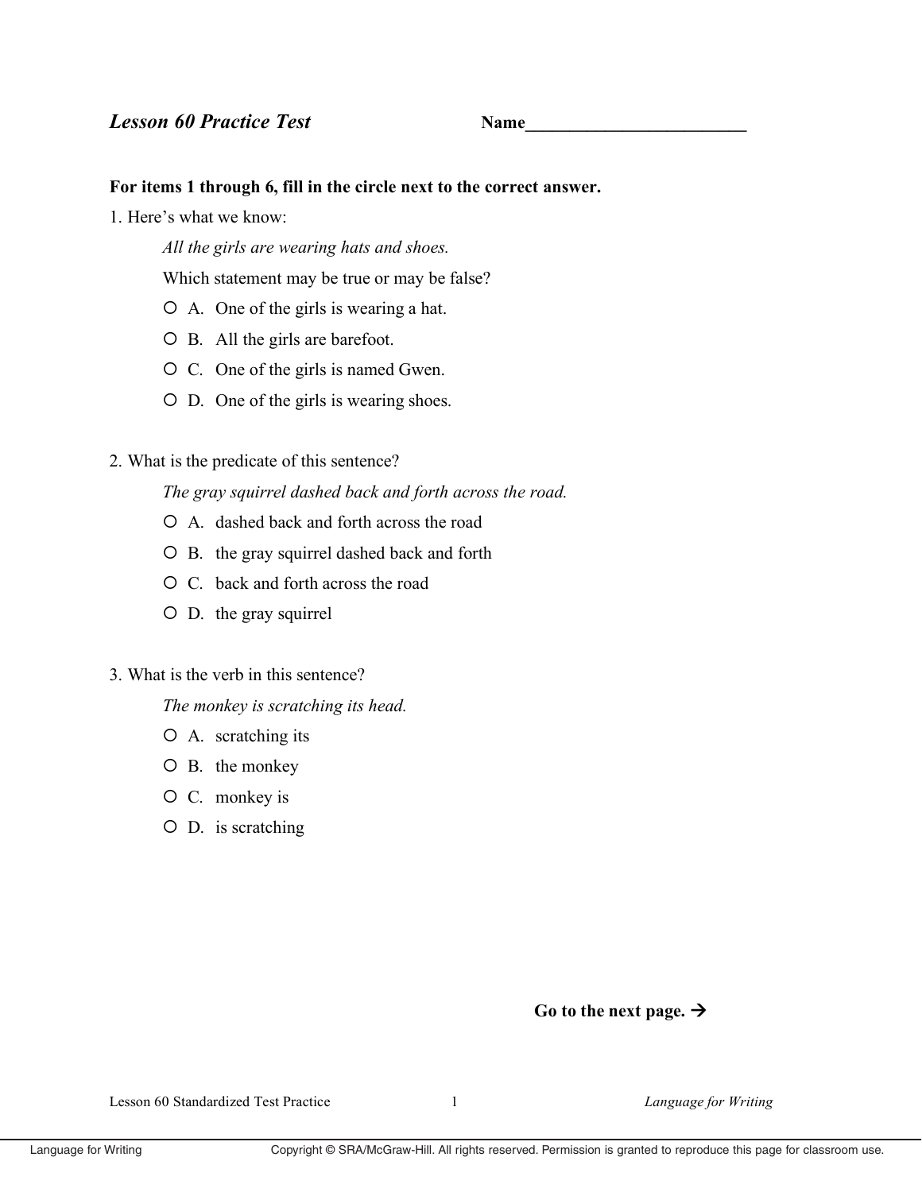## *Lesson 60 Practice Test* **Name_________________________**

**For items 1 through 6, fill in the circle next to the correct answer.**

1. Here's what we know:

   *All the girls are wearing hats and shoes.*

   Which statement may be true or may be false?

   - ○ A. One of the girls is wearing a hat.
   - ○ B. All the girls are barefoot.
   - ○ C. One of the girls is named Gwen.
   - ○ D. One of the girls is wearing shoes.

2. What is the predicate of this sentence?

   *The gray squirrel dashed back and forth across the road.*

   - ○ A. dashed back and forth across the road
   - ○ B. the gray squirrel dashed back and forth
   - ○ C. back and forth across the road
   - ○ D. the gray squirrel

3. What is the verb in this sentence?

   *The monkey is scratching its head.*

   - ○ A. scratching its
   - ○ B. the monkey
   - ○ C. monkey is
   - ○ D. is scratching

**Go to the next page. →**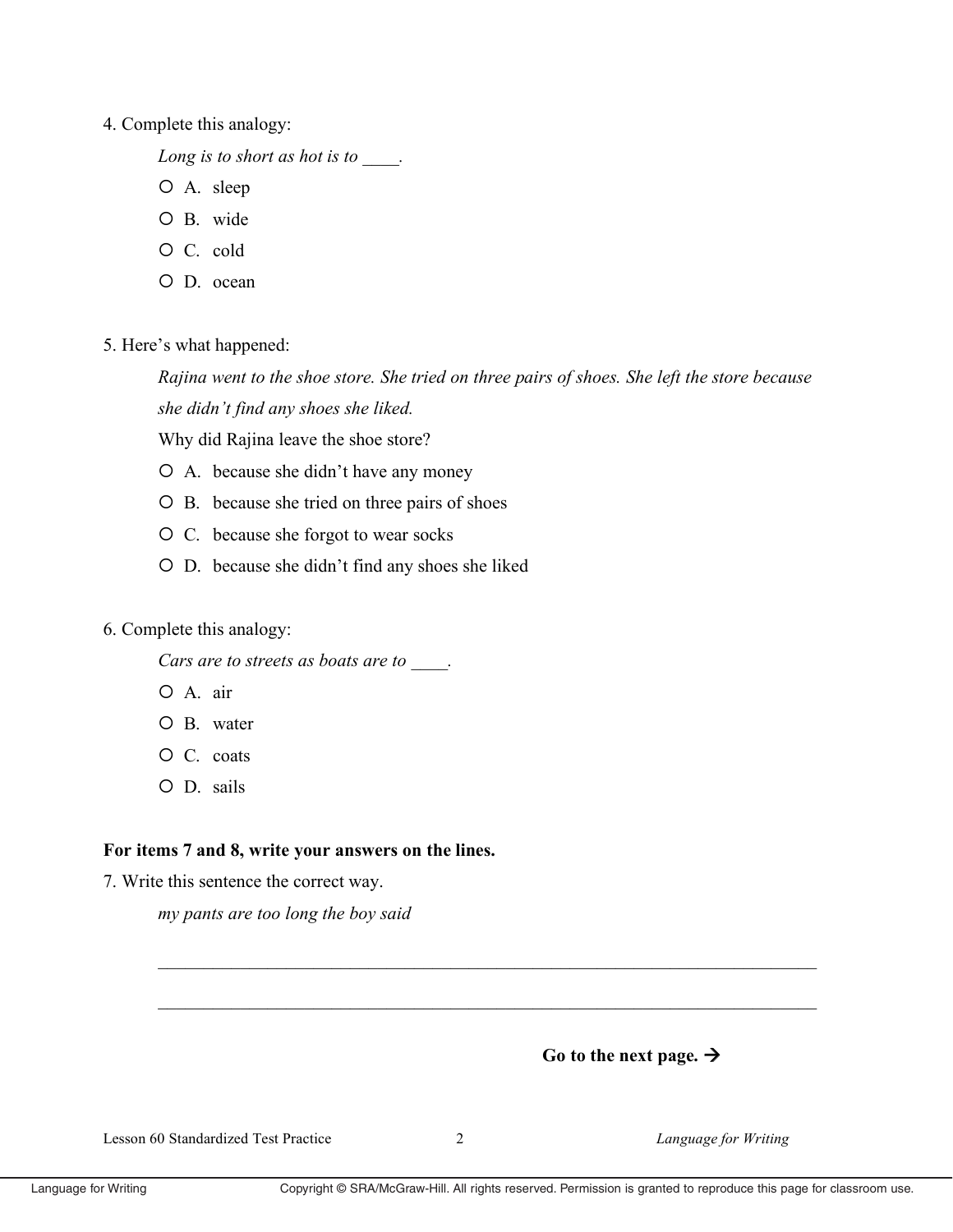4. Complete this analogy:

   *Long is to short as hot is to ____.*

   - ○ A. sleep
   - ○ B. wide
   - ○ C. cold
   - ○ D. ocean

5. Here's what happened:

   *Rajina went to the shoe store. She tried on three pairs of shoes. She left the store because she didn't find any shoes she liked.*

   Why did Rajina leave the shoe store?

   - ○ A. because she didn't have any money
   - ○ B. because she tried on three pairs of shoes
   - ○ C. because she forgot to wear socks
   - ○ D. because she didn't find any shoes she liked

6. Complete this analogy:

   *Cars are to streets as boats are to ____.*

   - ○ A. air
   - ○ B. water
   - ○ C. coats
   - ○ D. sails

**For items 7 and 8, write your answers on the lines.**

7. Write this sentence the correct way.

   *my pants are too long the boy said*

   ___________________________________________________________________________

   ___________________________________________________________________________

**Go to the next page. →**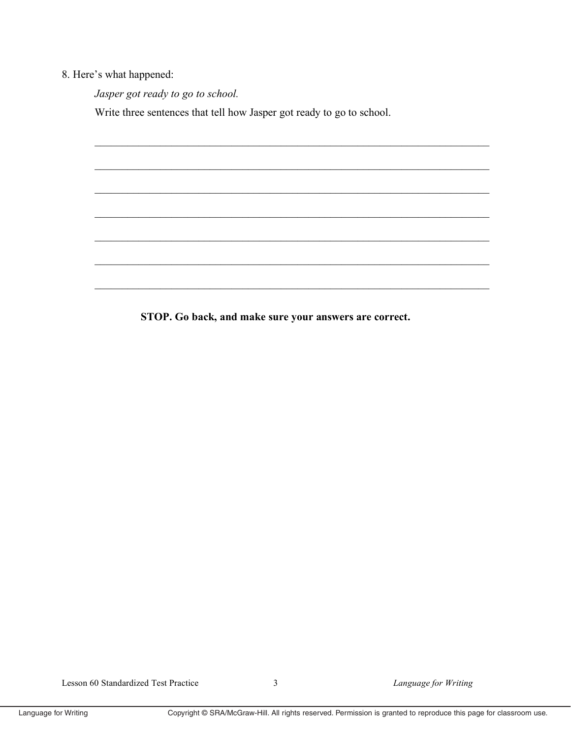8. Here's what happened:

*Jasper got ready to go to school.*

Write three sentences that tell how Jasper got ready to go to school.

______________________________________________________________________

______________________________________________________________________

______________________________________________________________________

______________________________________________________________________

______________________________________________________________________

______________________________________________________________________

______________________________________________________________________

**STOP. Go back, and make sure your answers are correct.**